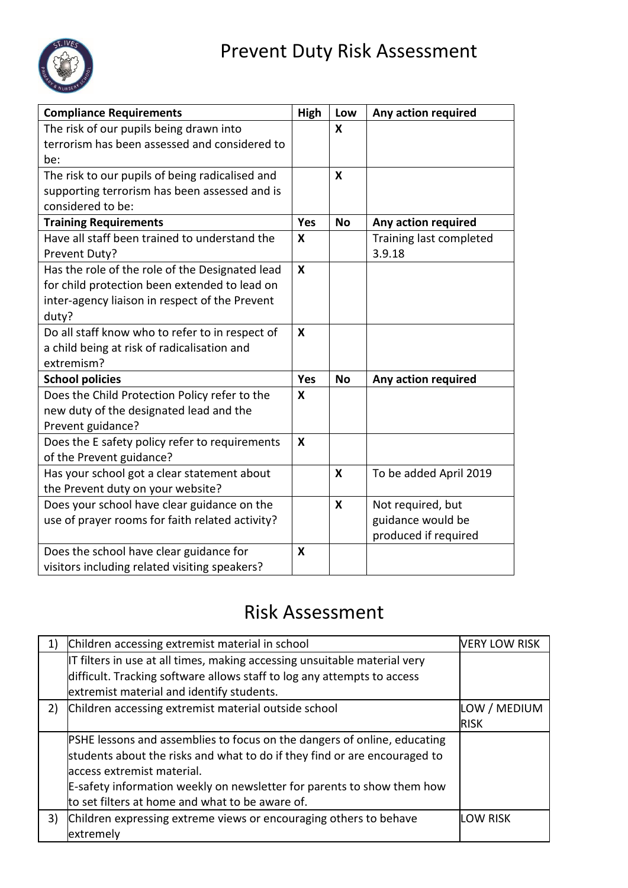# Prevent Duty Risk Assessment

| Compliance Requirements | High | Low | Any action required |
|---|---|---|---|
| The risk of our pupils being drawn into terrorism has been assessed and considered to be: | | X | |
| The risk to our pupils of being radicalised and supporting terrorism has been assessed and is considered to be: | | X | |
| **Training Requirements** | **Yes** | **No** | **Any action required** |
| Have all staff been trained to understand the Prevent Duty? | X | | Training last completed 3.9.18 |
| Has the role of the role of the Designated lead for child protection been extended to lead on inter-agency liaison in respect of the Prevent duty? | X | | |
| Do all staff know who to refer to in respect of a child being at risk of radicalisation and extremism? | X | | |
| **School policies** | **Yes** | **No** | **Any action required** |
| Does the Child Protection Policy refer to the new duty of the designated lead and the Prevent guidance? | X | | |
| Does the E safety policy refer to requirements of the Prevent guidance? | X | | |
| Has your school got a clear statement about the Prevent duty on your website? | | X | To be added April 2019 |
| Does your school have clear guidance on the use of prayer rooms for faith related activity? | | X | Not required, but guidance would be produced if required |
| Does the school have clear guidance for visitors including related visiting speakers? | X | | |

## Risk Assessment

| | | |
|---|---|---|
| 1) | Children accessing extremist material in school | VERY LOW RISK |
| | IT filters in use at all times, making accessing unsuitable material very difficult. Tracking software allows staff to log any attempts to access extremist material and identify students. | |
| 2) | Children accessing extremist material outside school | LOW / MEDIUM RISK |
| | PSHE lessons and assemblies to focus on the dangers of online, educating students about the risks and what to do if they find or are encouraged to access extremist material.<br>E-safety information weekly on newsletter for parents to show them how to set filters at home and what to be aware of. | |
| 3) | Children expressing extreme views or encouraging others to behave extremely | LOW RISK |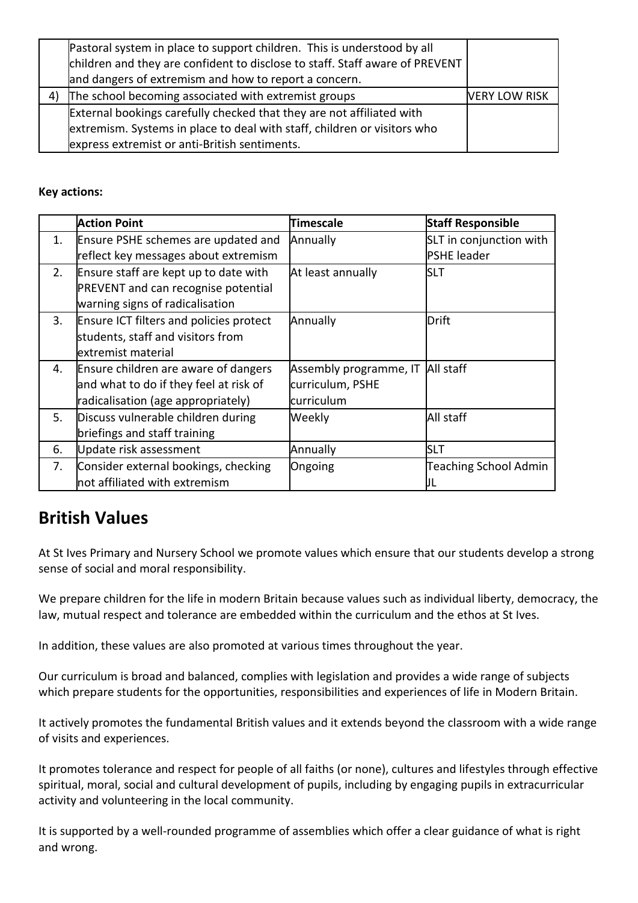|  |  |  |
| --- | --- | --- |
|  | Pastoral system in place to support children. This is understood by all children and they are confident to disclose to staff. Staff aware of PREVENT and dangers of extremism and how to report a concern. |  |
| 4) | The school becoming associated with extremist groups | VERY LOW RISK |
|  | External bookings carefully checked that they are not affiliated with extremism. Systems in place to deal with staff, children or visitors who express extremist or anti-British sentiments. |  |

**Key actions:**

|  | Action Point | Timescale | Staff Responsible |
| --- | --- | --- | --- |
| 1. | Ensure PSHE schemes are updated and reflect key messages about extremism | Annually | SLT in conjunction with PSHE leader |
| 2. | Ensure staff are kept up to date with PREVENT and can recognise potential warning signs of radicalisation | At least annually | SLT |
| 3. | Ensure ICT filters and policies protect students, staff and visitors from extremist material | Annually | Drift |
| 4. | Ensure children are aware of dangers and what to do if they feel at risk of radicalisation (age appropriately) | Assembly programme, IT curriculum, PSHE curriculum | All staff |
| 5. | Discuss vulnerable children during briefings and staff training | Weekly | All staff |
| 6. | Update risk assessment | Annually | SLT |
| 7. | Consider external bookings, checking not affiliated with extremism | Ongoing | Teaching School Admin JL |

## British Values

At St Ives Primary and Nursery School we promote values which ensure that our students develop a strong sense of social and moral responsibility.

We prepare children for the life in modern Britain because values such as individual liberty, democracy, the law, mutual respect and tolerance are embedded within the curriculum and the ethos at St Ives.

In addition, these values are also promoted at various times throughout the year.

Our curriculum is broad and balanced, complies with legislation and provides a wide range of subjects which prepare students for the opportunities, responsibilities and experiences of life in Modern Britain.

It actively promotes the fundamental British values and it extends beyond the classroom with a wide range of visits and experiences.

It promotes tolerance and respect for people of all faiths (or none), cultures and lifestyles through effective spiritual, moral, social and cultural development of pupils, including by engaging pupils in extracurricular activity and volunteering in the local community.

It is supported by a well-rounded programme of assemblies which offer a clear guidance of what is right and wrong.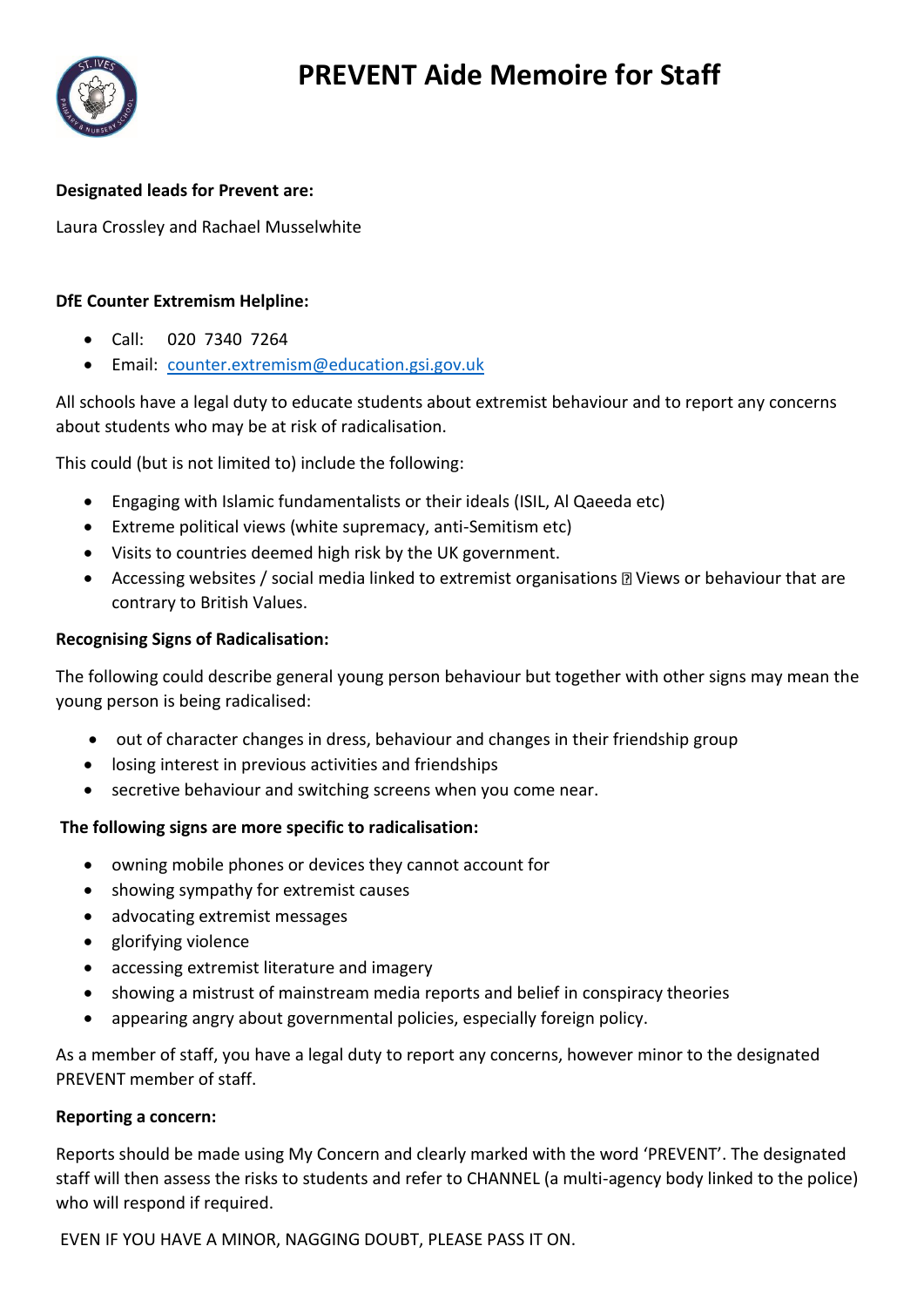# PREVENT Aide Memoire for Staff

**Designated leads for Prevent are:**

Laura Crossley and Rachael Musselwhite

**DfE Counter Extremism Helpline:**

- Call: 020 7340 7264
- Email: counter.extremism@education.gsi.gov.uk

All schools have a legal duty to educate students about extremist behaviour and to report any concerns about students who may be at risk of radicalisation.

This could (but is not limited to) include the following:

- Engaging with Islamic fundamentalists or their ideals (ISIL, Al Qaeeda etc)
- Extreme political views (white supremacy, anti-Semitism etc)
- Visits to countries deemed high risk by the UK government.
- Accessing websites / social media linked to extremist organisations  Views or behaviour that are contrary to British Values.

**Recognising Signs of Radicalisation:**

The following could describe general young person behaviour but together with other signs may mean the young person is being radicalised:

- out of character changes in dress, behaviour and changes in their friendship group
- losing interest in previous activities and friendships
- secretive behaviour and switching screens when you come near.

**The following signs are more specific to radicalisation:**

- owning mobile phones or devices they cannot account for
- showing sympathy for extremist causes
- advocating extremist messages
- glorifying violence
- accessing extremist literature and imagery
- showing a mistrust of mainstream media reports and belief in conspiracy theories
- appearing angry about governmental policies, especially foreign policy.

As a member of staff, you have a legal duty to report any concerns, however minor to the designated PREVENT member of staff.

**Reporting a concern:**

Reports should be made using My Concern and clearly marked with the word 'PREVENT'. The designated staff will then assess the risks to students and refer to CHANNEL (a multi-agency body linked to the police) who will respond if required.

EVEN IF YOU HAVE A MINOR, NAGGING DOUBT, PLEASE PASS IT ON.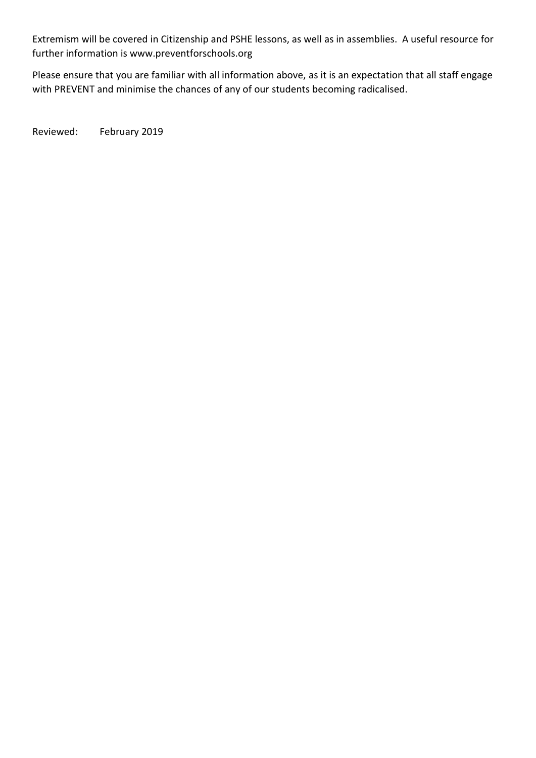Extremism will be covered in Citizenship and PSHE lessons, as well as in assemblies. A useful resource for further information is www.preventforschools.org

Please ensure that you are familiar with all information above, as it is an expectation that all staff engage with PREVENT and minimise the chances of any of our students becoming radicalised.

Reviewed: February 2019